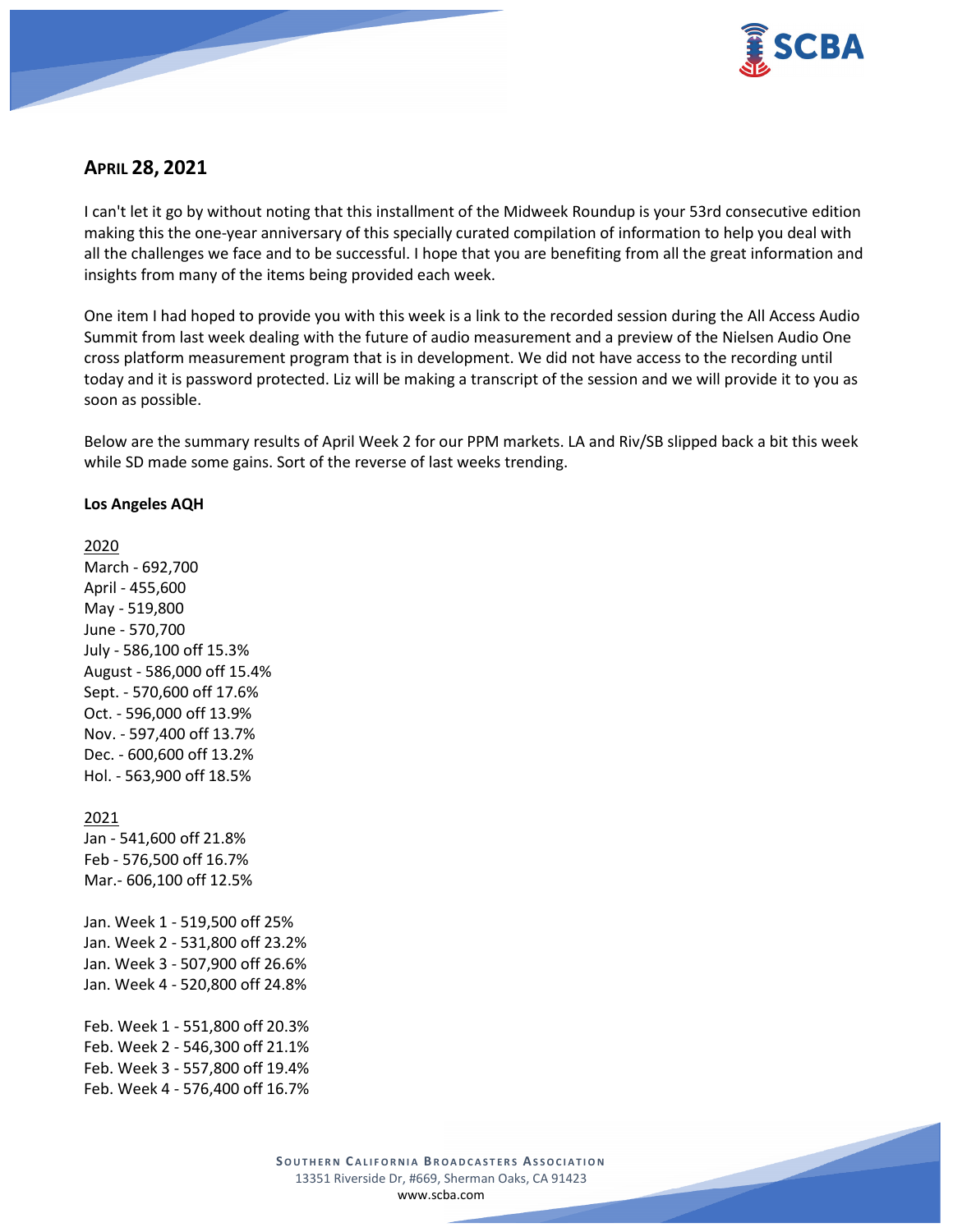## April 28, 2021

I can't let it go by without noting that this installment of the Midweek Roundup is your 53rd consecutive edition making this the one-year anniversary of this specially curated compilation of information to help you deal with all the challenges we face and to be successful. I hope that you are benefiting from all the great information and insights from many of the items being provided each week.

One item I had hoped to provide you with this week is a link to the recorded session during the All Access Audio Summit from last week dealing with the future of audio measurement and a preview of the Nielsen Audio One cross platform measurement program that is in development. We did not have access to the recording until today and it is password protected. Liz will be making a transcript of the session and we will provide it to you as soon as possible.

Below are the summary results of April Week 2 for our PPM markets. LA and Riv/SB slipped back a bit this week while SD made some gains. Sort of the reverse of last weeks trending.

**Los Angeles AQH**

2020
March - 692,700
April - 455,600
May - 519,800
June - 570,700
July - 586,100 off 15.3%
August - 586,000 off 15.4%
Sept. - 570,600 off 17.6%
Oct. - 596,000 off 13.9%
Nov. - 597,400 off 13.7%
Dec. - 600,600 off 13.2%
Hol. - 563,900 off 18.5%

2021
Jan - 541,600 off 21.8%
Feb - 576,500 off 16.7%
Mar.- 606,100 off 12.5%

Jan. Week 1 - 519,500 off 25%
Jan. Week 2 - 531,800 off 23.2%
Jan. Week 3 - 507,900 off 26.6%
Jan. Week 4 - 520,800 off 24.8%

Feb. Week 1 - 551,800 off 20.3%
Feb. Week 2 - 546,300 off 21.1%
Feb. Week 3 - 557,800 off 19.4%
Feb. Week 4 - 576,400 off 16.7%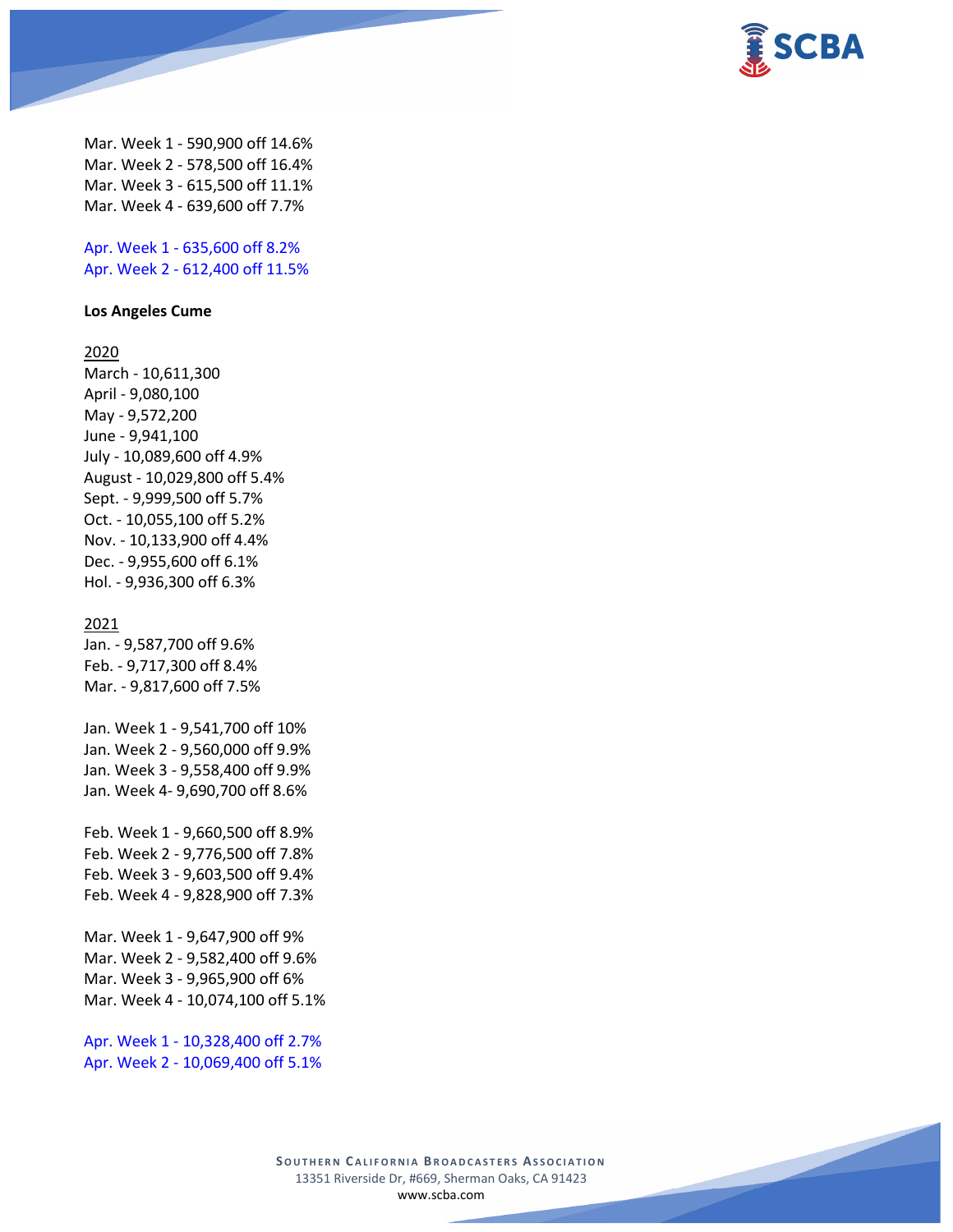Mar. Week 1 - 590,900 off 14.6%
Mar. Week 2 - 578,500 off 16.4%
Mar. Week 3 - 615,500 off 11.1%
Mar. Week 4 - 639,600 off 7.7%

Apr. Week 1 - 635,600 off 8.2%
Apr. Week 2 - 612,400 off 11.5%

**Los Angeles Cume**

2020
March - 10,611,300
April - 9,080,100
May - 9,572,200
June - 9,941,100
July - 10,089,600 off 4.9%
August - 10,029,800 off 5.4%
Sept. - 9,999,500 off 5.7%
Oct. - 10,055,100 off 5.2%
Nov. - 10,133,900 off 4.4%
Dec. - 9,955,600 off 6.1%
Hol. - 9,936,300 off 6.3%

2021
Jan. - 9,587,700 off 9.6%
Feb. - 9,717,300 off 8.4%
Mar. - 9,817,600 off 7.5%

Jan. Week 1 - 9,541,700 off 10%
Jan. Week 2 - 9,560,000 off 9.9%
Jan. Week 3 - 9,558,400 off 9.9%
Jan. Week 4- 9,690,700 off 8.6%

Feb. Week 1 - 9,660,500 off 8.9%
Feb. Week 2 - 9,776,500 off 7.8%
Feb. Week 3 - 9,603,500 off 9.4%
Feb. Week 4 - 9,828,900 off 7.3%

Mar. Week 1 - 9,647,900 off 9%
Mar. Week 2 - 9,582,400 off 9.6%
Mar. Week 3 - 9,965,900 off 6%
Mar. Week 4 - 10,074,100 off 5.1%

Apr. Week 1 - 10,328,400 off 2.7%
Apr. Week 2 - 10,069,400 off 5.1%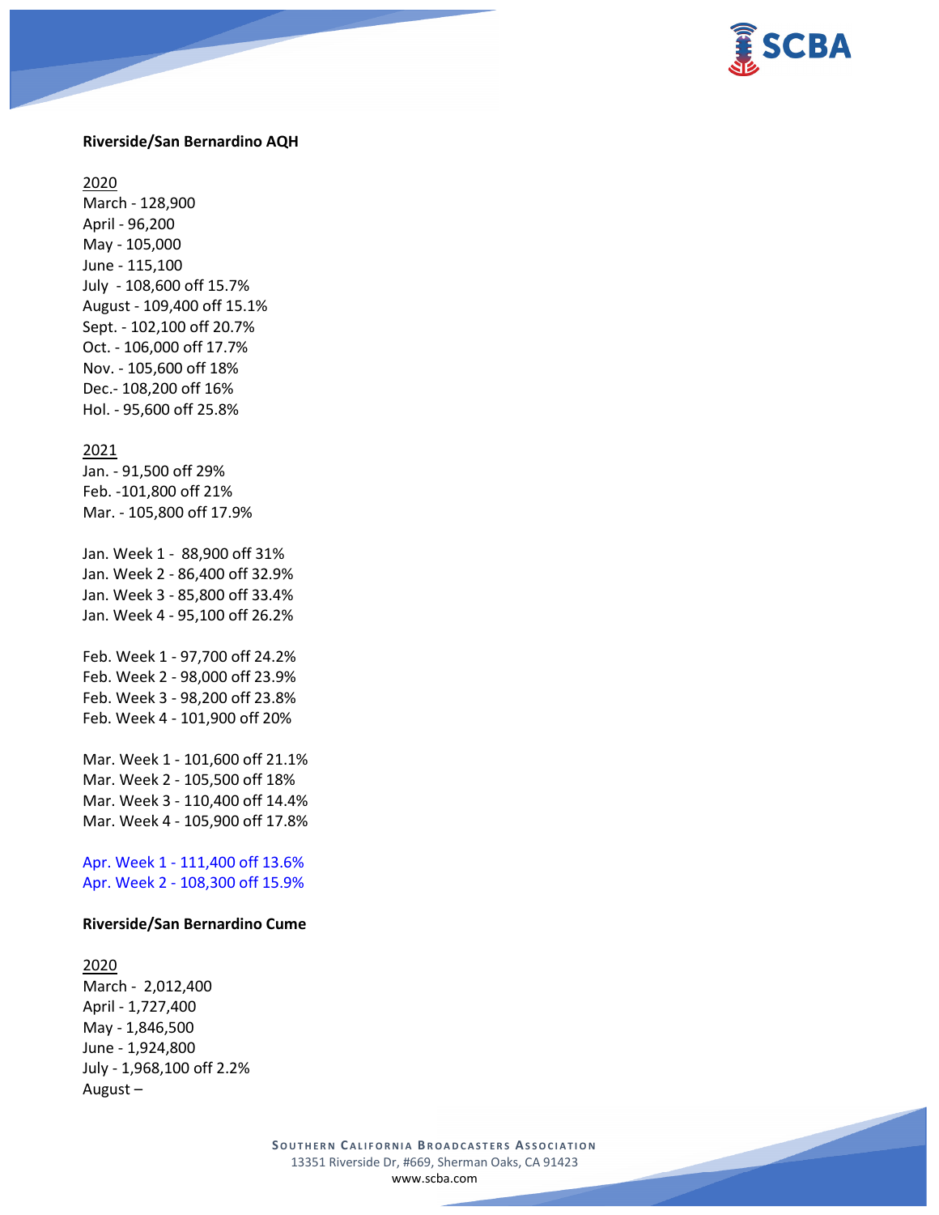**Riverside/San Bernardino AQH**

2020

March - 128,900
April - 96,200
May - 105,000
June - 115,100
July - 108,600 off 15.7%
August - 109,400 off 15.1%
Sept. - 102,100 off 20.7%
Oct. - 106,000 off 17.7%
Nov. - 105,600 off 18%
Dec.- 108,200 off 16%
Hol. - 95,600 off 25.8%

2021

Jan. - 91,500 off 29%
Feb. -101,800 off 21%
Mar. - 105,800 off 17.9%

Jan. Week 1 - 88,900 off 31%
Jan. Week 2 - 86,400 off 32.9%
Jan. Week 3 - 85,800 off 33.4%
Jan. Week 4 - 95,100 off 26.2%

Feb. Week 1 - 97,700 off 24.2%
Feb. Week 2 - 98,000 off 23.9%
Feb. Week 3 - 98,200 off 23.8%
Feb. Week 4 - 101,900 off 20%

Mar. Week 1 - 101,600 off 21.1%
Mar. Week 2 - 105,500 off 18%
Mar. Week 3 - 110,400 off 14.4%
Mar. Week 4 - 105,900 off 17.8%

Apr. Week 1 - 111,400 off 13.6%
Apr. Week 2 - 108,300 off 15.9%

**Riverside/San Bernardino Cume**

2020

March - 2,012,400
April - 1,727,400
May - 1,846,500
June - 1,924,800
July - 1,968,100 off 2.2%
August –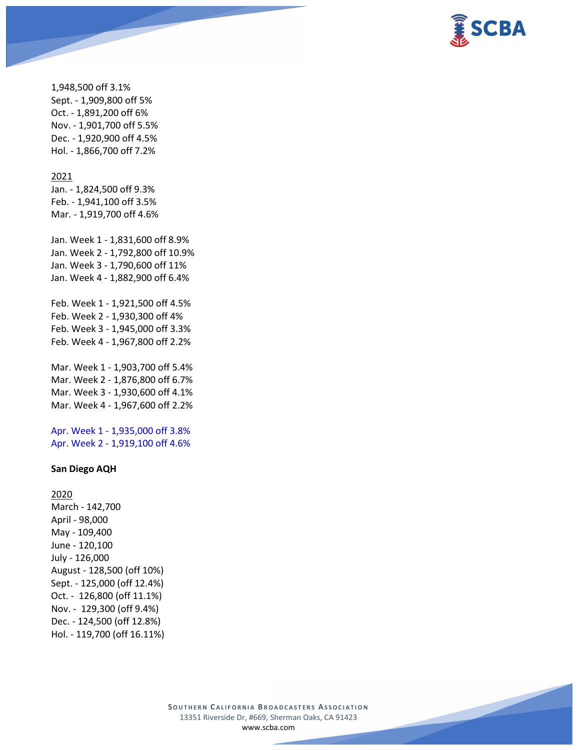1,948,500 off 3.1%
Sept. - 1,909,800 off 5%
Oct. - 1,891,200 off 6%
Nov. - 1,901,700 off 5.5%
Dec. - 1,920,900 off 4.5%
Hol. - 1,866,700 off 7.2%

2021
Jan. - 1,824,500 off 9.3%
Feb. - 1,941,100 off 3.5%
Mar. - 1,919,700 off 4.6%

Jan. Week 1 - 1,831,600 off 8.9%
Jan. Week 2 - 1,792,800 off 10.9%
Jan. Week 3 - 1,790,600 off 11%
Jan. Week 4 - 1,882,900 off 6.4%

Feb. Week 1 - 1,921,500 off 4.5%
Feb. Week 2 - 1,930,300 off 4%
Feb. Week 3 - 1,945,000 off 3.3%
Feb. Week 4 - 1,967,800 off 2.2%

Mar. Week 1 - 1,903,700 off 5.4%
Mar. Week 2 - 1,876,800 off 6.7%
Mar. Week 3 - 1,930,600 off 4.1%
Mar. Week 4 - 1,967,600 off 2.2%

Apr. Week 1 - 1,935,000 off 3.8%
Apr. Week 2 - 1,919,100 off 4.6%

**San Diego AQH**

2020
March - 142,700
April - 98,000
May - 109,400
June - 120,100
July - 126,000
August - 128,500 (off 10%)
Sept. - 125,000 (off 12.4%)
Oct. - 126,800 (off 11.1%)
Nov. - 129,300 (off 9.4%)
Dec. - 124,500 (off 12.8%)
Hol. - 119,700 (off 16.11%)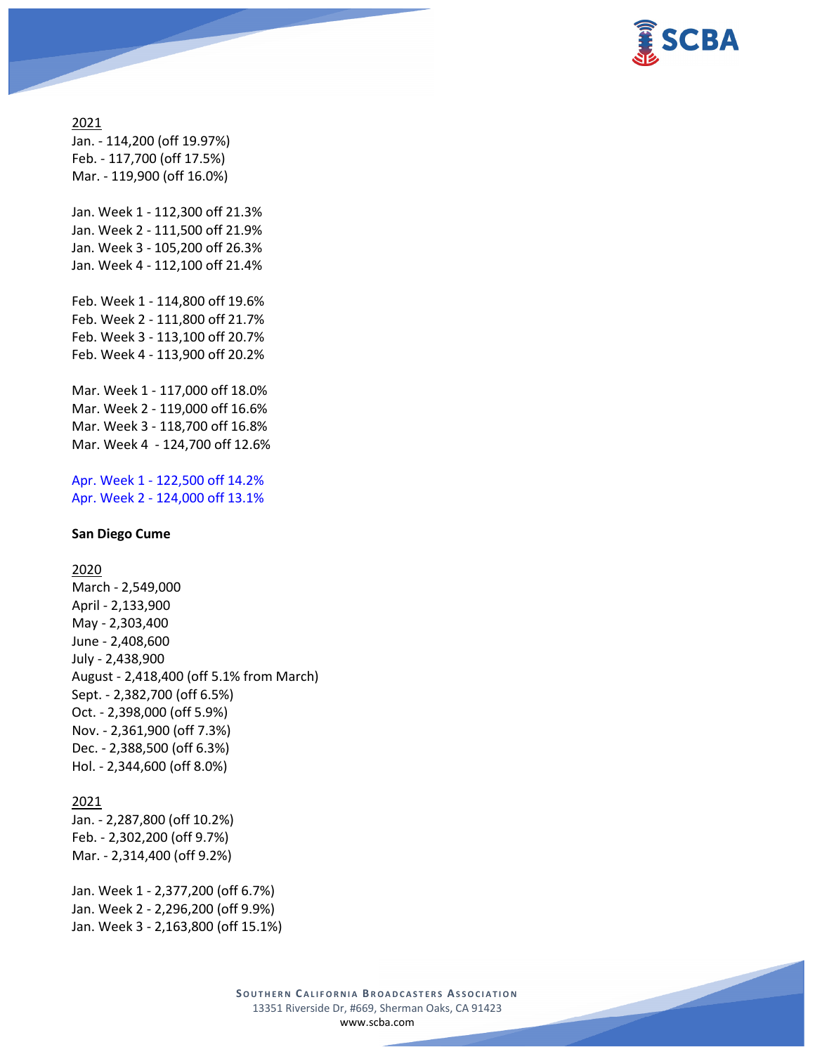<u>2021</u>
Jan. - 114,200 (off 19.97%)
Feb. - 117,700 (off 17.5%)
Mar. - 119,900 (off 16.0%)

Jan. Week 1 - 112,300 off 21.3%
Jan. Week 2 - 111,500 off 21.9%
Jan. Week 3 - 105,200 off 26.3%
Jan. Week 4 - 112,100 off 21.4%

Feb. Week 1 - 114,800 off 19.6%
Feb. Week 2 - 111,800 off 21.7%
Feb. Week 3 - 113,100 off 20.7%
Feb. Week 4 - 113,900 off 20.2%

Mar. Week 1 - 117,000 off 18.0%
Mar. Week 2 - 119,000 off 16.6%
Mar. Week 3 - 118,700 off 16.8%
Mar. Week 4 - 124,700 off 12.6%

Apr. Week 1 - 122,500 off 14.2%
Apr. Week 2 - 124,000 off 13.1%

**San Diego Cume**

<u>2020</u>
March - 2,549,000
April - 2,133,900
May - 2,303,400
June - 2,408,600
July - 2,438,900
August - 2,418,400 (off 5.1% from March)
Sept. - 2,382,700 (off 6.5%)
Oct. - 2,398,000 (off 5.9%)
Nov. - 2,361,900 (off 7.3%)
Dec. - 2,388,500 (off 6.3%)
Hol. - 2,344,600 (off 8.0%)

<u>2021</u>
Jan. - 2,287,800 (off 10.2%)
Feb. - 2,302,200 (off 9.7%)
Mar. - 2,314,400 (off 9.2%)

Jan. Week 1 - 2,377,200 (off 6.7%)
Jan. Week 2 - 2,296,200 (off 9.9%)
Jan. Week 3 - 2,163,800 (off 15.1%)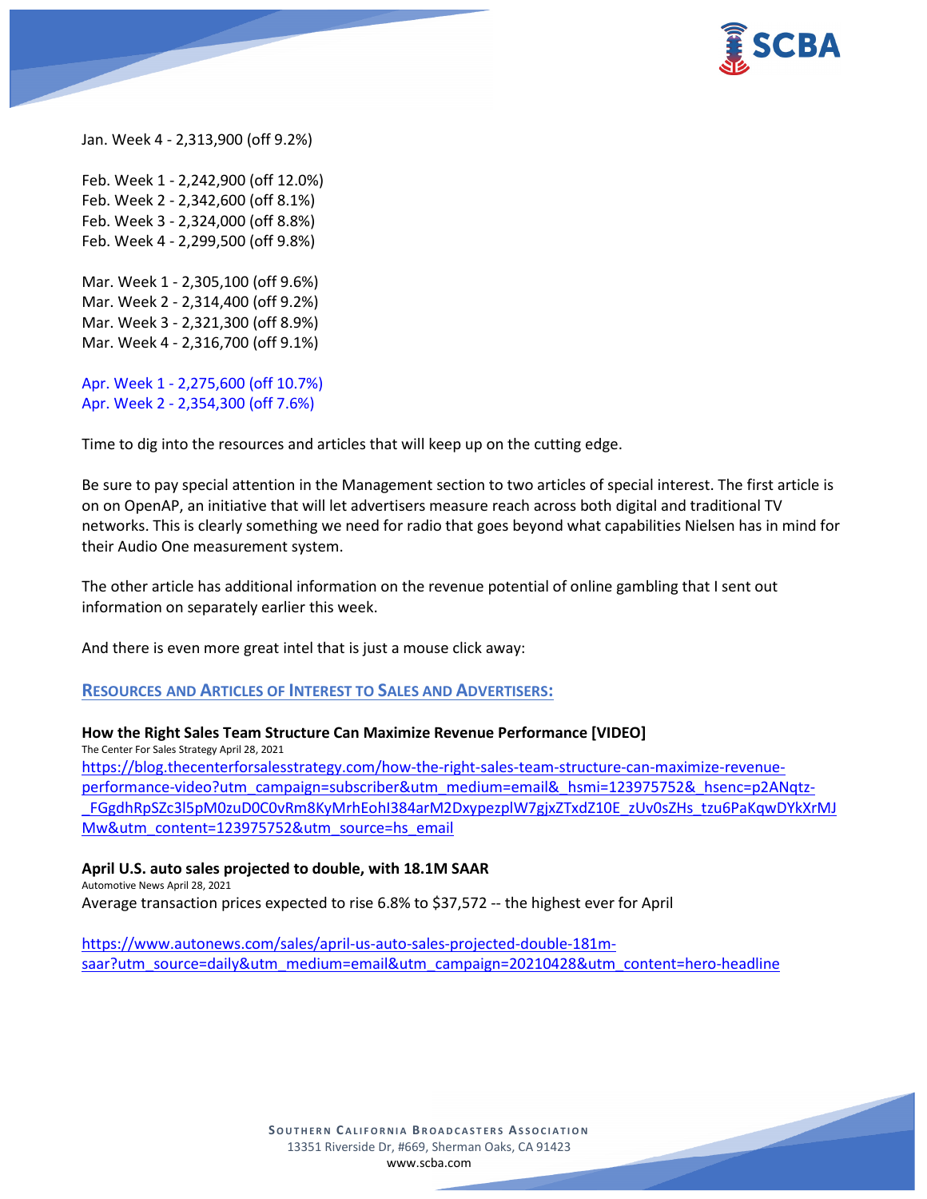Jan. Week 4 - 2,313,900 (off 9.2%)

Feb. Week 1 - 2,242,900 (off 12.0%)
Feb. Week 2 - 2,342,600 (off 8.1%)
Feb. Week 3 - 2,324,000 (off 8.8%)
Feb. Week 4 - 2,299,500 (off 9.8%)

Mar. Week 1 - 2,305,100 (off 9.6%)
Mar. Week 2 - 2,314,400 (off 9.2%)
Mar. Week 3 - 2,321,300 (off 8.9%)
Mar. Week 4 - 2,316,700 (off 9.1%)

Apr. Week 1 - 2,275,600 (off 10.7%)
Apr. Week 2 - 2,354,300 (off 7.6%)

Time to dig into the resources and articles that will keep up on the cutting edge.

Be sure to pay special attention in the Management section to two articles of special interest. The first article is on on OpenAP, an initiative that will let advertisers measure reach across both digital and traditional TV networks. This is clearly something we need for radio that goes beyond what capabilities Nielsen has in mind for their Audio One measurement system.

The other article has additional information on the revenue potential of online gambling that I sent out information on separately earlier this week.

And there is even more great intel that is just a mouse click away:

## RESOURCES AND ARTICLES OF INTEREST TO SALES AND ADVERTISERS:

**How the Right Sales Team Structure Can Maximize Revenue Performance [VIDEO]**
The Center For Sales Strategy April 28, 2021
https://blog.thecenterforsalesstrategy.com/how-the-right-sales-team-structure-can-maximize-revenue-performance-video?utm_campaign=subscriber&utm_medium=email&_hsmi=123975752&_hsenc=p2ANqtz-_FGgdhRpSZc3l5pM0zuD0C0vRm8KyMrhEohI384arM2DxypezplW7gjxZTxdZ10E_zUv0sZHs_tzu6PaKqwDYkXrMJMw&utm_content=123975752&utm_source=hs_email

**April U.S. auto sales projected to double, with 18.1M SAAR**
Automotive News April 28, 2021
Average transaction prices expected to rise 6.8% to $37,572 -- the highest ever for April

https://www.autonews.com/sales/april-us-auto-sales-projected-double-181m-saar?utm_source=daily&utm_medium=email&utm_campaign=20210428&utm_content=hero-headline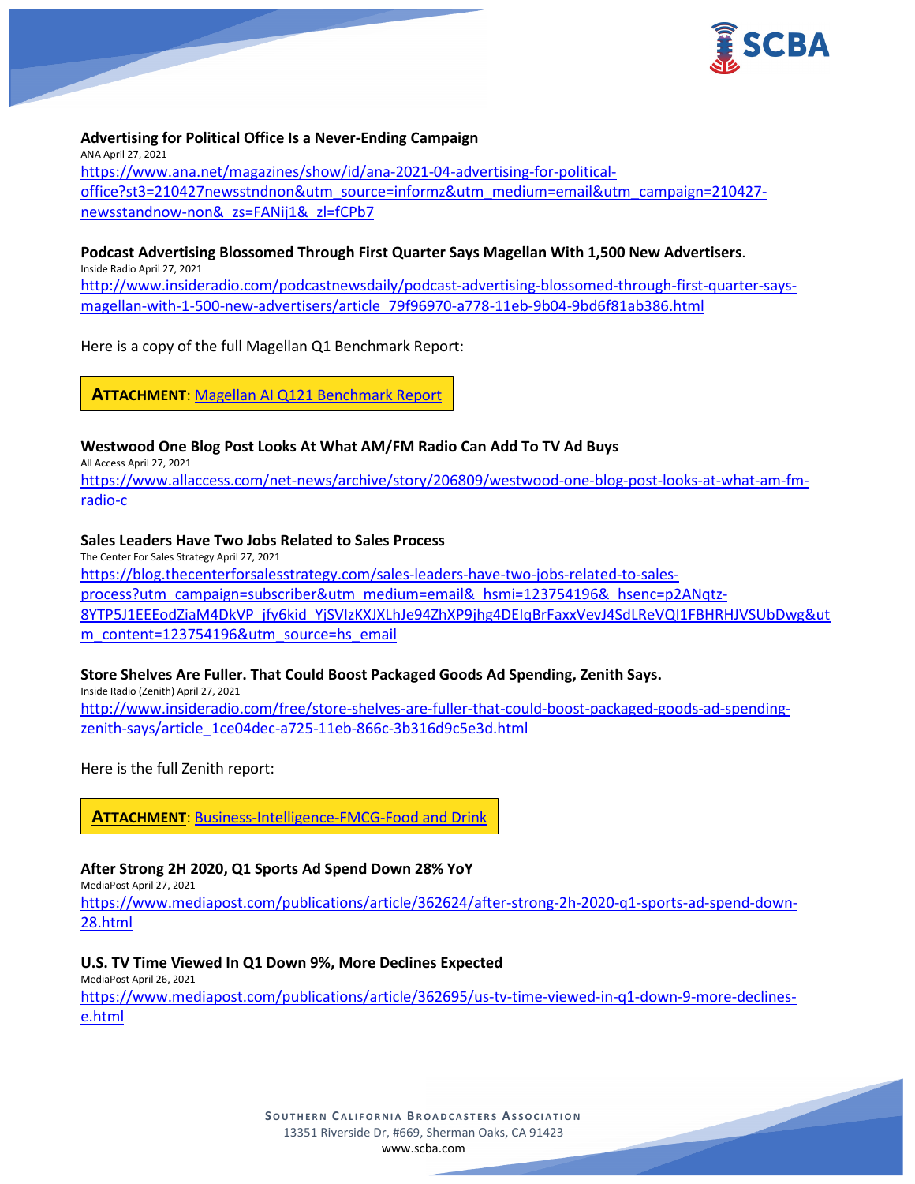**Advertising for Political Office Is a Never-Ending Campaign**
ANA April 27, 2021
https://www.ana.net/magazines/show/id/ana-2021-04-advertising-for-political-office?st3=210427newsstndnon&utm_source=informz&utm_medium=email&utm_campaign=210427-newsstandnow-non&_zs=FANij1&_zl=fCPb7

**Podcast Advertising Blossomed Through First Quarter Says Magellan With 1,500 New Advertisers**.
Inside Radio April 27, 2021
http://www.insideradio.com/podcastnewsdaily/podcast-advertising-blossomed-through-first-quarter-says-magellan-with-1-500-new-advertisers/article_79f96970-a778-11eb-9b04-9bd6f81ab386.html

Here is a copy of the full Magellan Q1 Benchmark Report:

**ATTACHMENT**: Magellan AI Q121 Benchmark Report

**Westwood One Blog Post Looks At What AM/FM Radio Can Add To TV Ad Buys**
All Access April 27, 2021
https://www.allaccess.com/net-news/archive/story/206809/westwood-one-blog-post-looks-at-what-am-fm-radio-c

**Sales Leaders Have Two Jobs Related to Sales Process**
The Center For Sales Strategy April 27, 2021
https://blog.thecenterforsalesstrategy.com/sales-leaders-have-two-jobs-related-to-sales-process?utm_campaign=subscriber&utm_medium=email&_hsmi=123754196&_hsenc=p2ANqtz-8YTP5J1EEEodZiaM4DkVP_jfy6kid_YjSVIzKXJXLhJe94ZhXP9jhg4DEIqBrFaxxVevJ4SdLReVQI1FBHRHJVSUbDwg&utm_content=123754196&utm_source=hs_email

**Store Shelves Are Fuller. That Could Boost Packaged Goods Ad Spending, Zenith Says.**
Inside Radio (Zenith) April 27, 2021
http://www.insideradio.com/free/store-shelves-are-fuller-that-could-boost-packaged-goods-ad-spending-zenith-says/article_1ce04dec-a725-11eb-866c-3b316d9c5e3d.html

Here is the full Zenith report:

**ATTACHMENT**: Business-Intelligence-FMCG-Food and Drink

**After Strong 2H 2020, Q1 Sports Ad Spend Down 28% YoY**
MediaPost April 27, 2021
https://www.mediapost.com/publications/article/362624/after-strong-2h-2020-q1-sports-ad-spend-down-28.html

**U.S. TV Time Viewed In Q1 Down 9%, More Declines Expected**
MediaPost April 26, 2021
https://www.mediapost.com/publications/article/362695/us-tv-time-viewed-in-q1-down-9-more-declines-e.html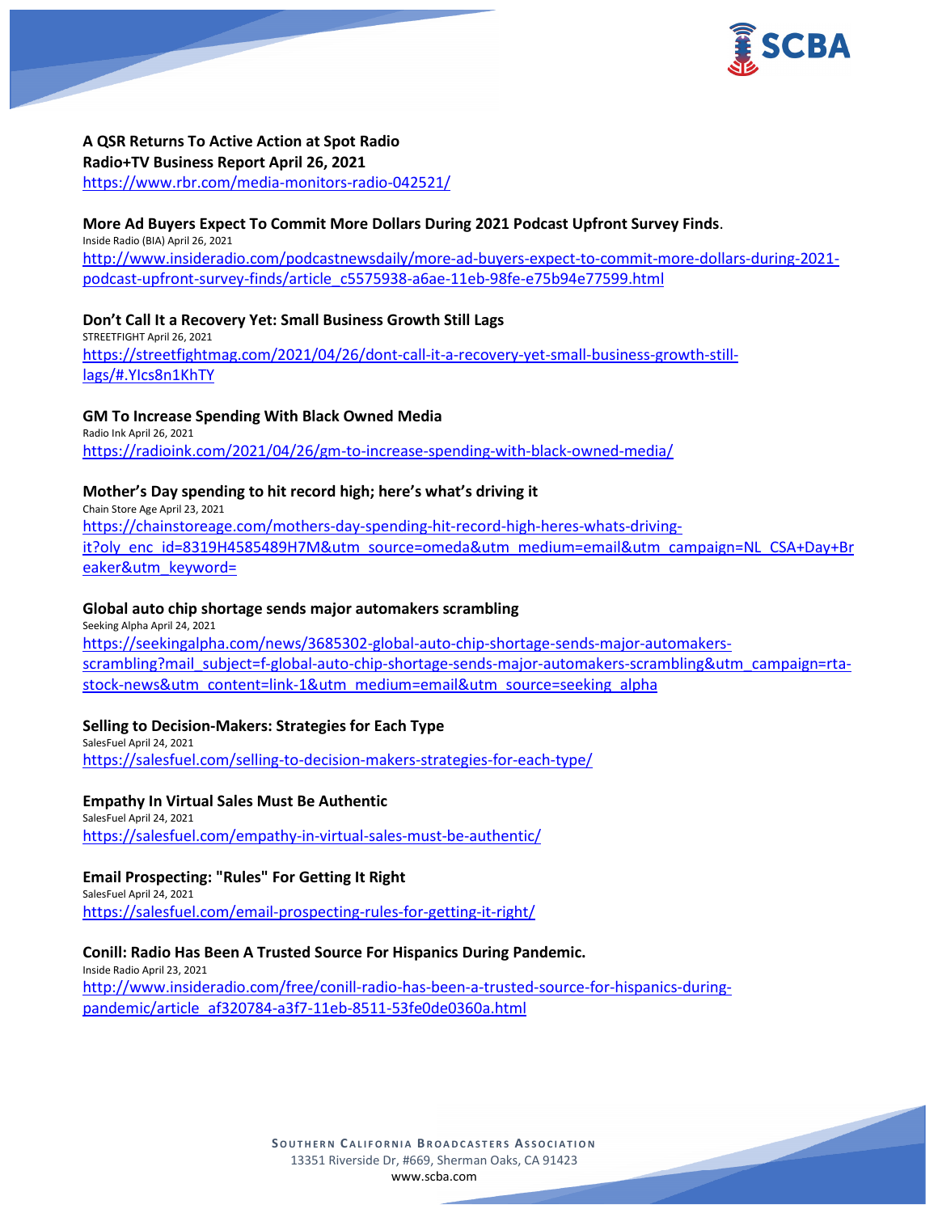**A QSR Returns To Active Action at Spot Radio**
**Radio+TV Business Report April 26, 2021**
https://www.rbr.com/media-monitors-radio-042521/

**More Ad Buyers Expect To Commit More Dollars During 2021 Podcast Upfront Survey Finds**.
Inside Radio (BIA) April 26, 2021
http://www.insideradio.com/podcastnewsdaily/more-ad-buyers-expect-to-commit-more-dollars-during-2021-podcast-upfront-survey-finds/article_c5575938-a6ae-11eb-98fe-e75b94e77599.html

**Don't Call It a Recovery Yet: Small Business Growth Still Lags**
STREETFIGHT April 26, 2021
https://streetfightmag.com/2021/04/26/dont-call-it-a-recovery-yet-small-business-growth-still-lags/#.YIcs8n1KhTY

**GM To Increase Spending With Black Owned Media**
Radio Ink April 26, 2021
https://radioink.com/2021/04/26/gm-to-increase-spending-with-black-owned-media/

**Mother's Day spending to hit record high; here's what's driving it**
Chain Store Age April 23, 2021
https://chainstoreage.com/mothers-day-spending-hit-record-high-heres-whats-driving-it?oly_enc_id=8319H4585489H7M&utm_source=omeda&utm_medium=email&utm_campaign=NL_CSA+Day+Breaker&utm_keyword=

**Global auto chip shortage sends major automakers scrambling**
Seeking Alpha April 24, 2021
https://seekingalpha.com/news/3685302-global-auto-chip-shortage-sends-major-automakers-scrambling?mail_subject=f-global-auto-chip-shortage-sends-major-automakers-scrambling&utm_campaign=rta-stock-news&utm_content=link-1&utm_medium=email&utm_source=seeking_alpha

**Selling to Decision-Makers: Strategies for Each Type**
SalesFuel April 24, 2021
https://salesfuel.com/selling-to-decision-makers-strategies-for-each-type/

**Empathy In Virtual Sales Must Be Authentic**
SalesFuel April 24, 2021
https://salesfuel.com/empathy-in-virtual-sales-must-be-authentic/

**Email Prospecting: "Rules" For Getting It Right**
SalesFuel April 24, 2021
https://salesfuel.com/email-prospecting-rules-for-getting-it-right/

**Conill: Radio Has Been A Trusted Source For Hispanics During Pandemic.**
Inside Radio April 23, 2021
http://www.insideradio.com/free/conill-radio-has-been-a-trusted-source-for-hispanics-during-pandemic/article_af320784-a3f7-11eb-8511-53fe0de0360a.html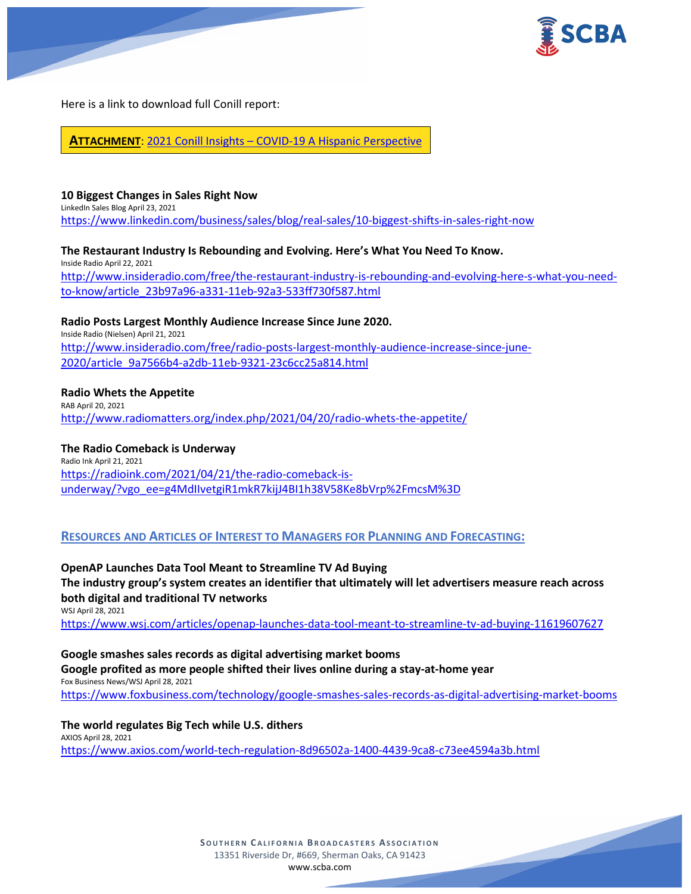Here is a link to download full Conill report:

**ATTACHMENT**: 2021 Conill Insights – COVID-19 A Hispanic Perspective

**10 Biggest Changes in Sales Right Now**
LinkedIn Sales Blog April 23, 2021
https://www.linkedin.com/business/sales/blog/real-sales/10-biggest-shifts-in-sales-right-now

**The Restaurant Industry Is Rebounding and Evolving. Here's What You Need To Know.**
Inside Radio April 22, 2021
http://www.insideradio.com/free/the-restaurant-industry-is-rebounding-and-evolving-here-s-what-you-need-to-know/article_23b97a96-a331-11eb-92a3-533ff730f587.html

**Radio Posts Largest Monthly Audience Increase Since June 2020.**
Inside Radio (Nielsen) April 21, 2021
http://www.insideradio.com/free/radio-posts-largest-monthly-audience-increase-since-june-2020/article_9a7566b4-a2db-11eb-9321-23c6cc25a814.html

**Radio Whets the Appetite**
RAB April 20, 2021
http://www.radiomatters.org/index.php/2021/04/20/radio-whets-the-appetite/

**The Radio Comeback is Underway**
Radio Ink April 21, 2021
https://radioink.com/2021/04/21/the-radio-comeback-is-underway/?vgo_ee=g4MdIIvetgiR1mkR7kijJ4BI1h38V58Ke8bVrp%2FmcsM%3D

## RESOURCES AND ARTICLES OF INTEREST TO MANAGERS FOR PLANNING AND FORECASTING:

**OpenAP Launches Data Tool Meant to Streamline TV Ad Buying**
**The industry group's system creates an identifier that ultimately will let advertisers measure reach across both digital and traditional TV networks**
WSJ April 28, 2021
https://www.wsj.com/articles/openap-launches-data-tool-meant-to-streamline-tv-ad-buying-11619607627

**Google smashes sales records as digital advertising market booms**
**Google profited as more people shifted their lives online during a stay-at-home year**
Fox Business News/WSJ April 28, 2021
https://www.foxbusiness.com/technology/google-smashes-sales-records-as-digital-advertising-market-booms

**The world regulates Big Tech while U.S. dithers**
AXIOS April 28, 2021
https://www.axios.com/world-tech-regulation-8d96502a-1400-4439-9ca8-c73ee4594a3b.html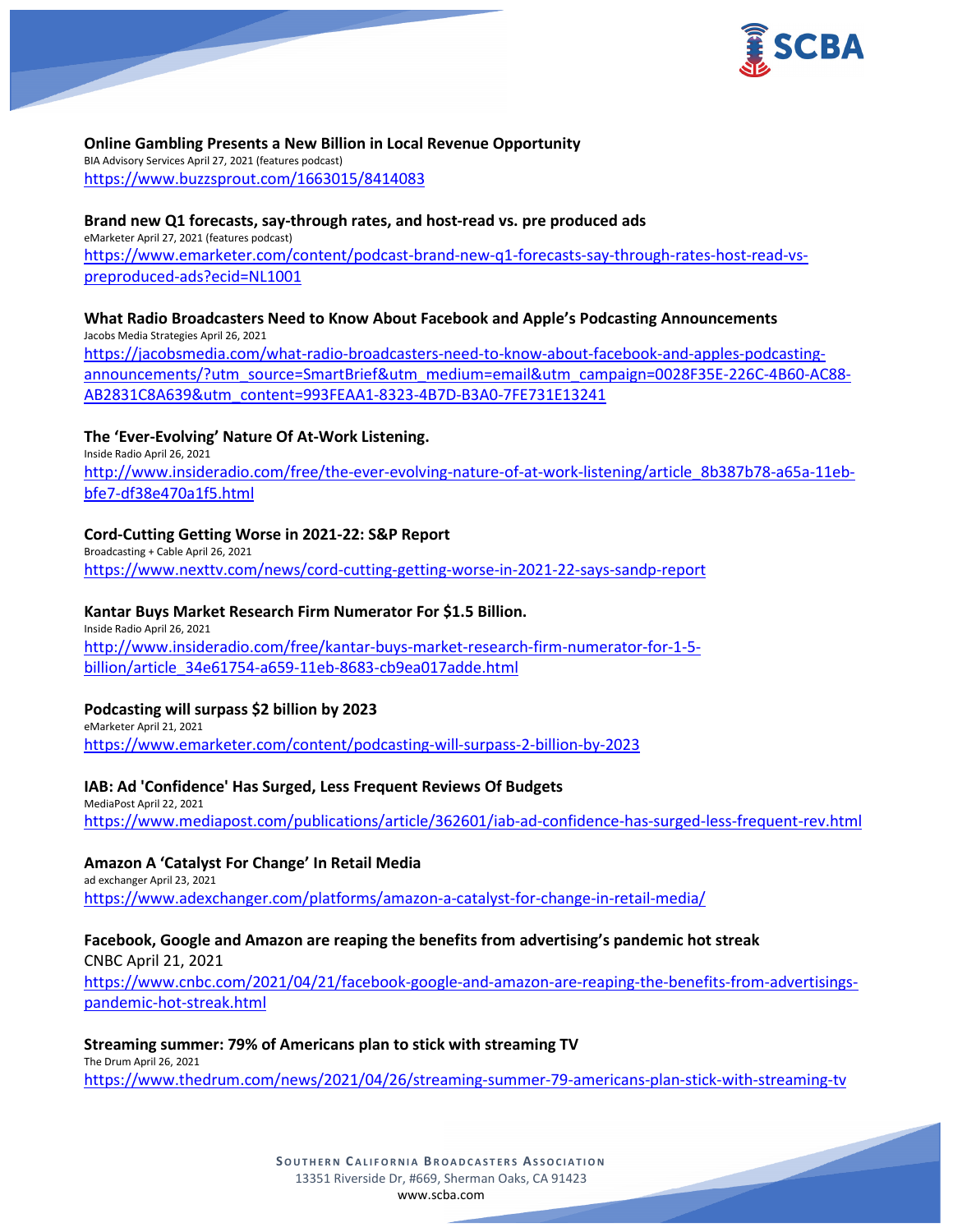**Online Gambling Presents a New Billion in Local Revenue Opportunity**
BIA Advisory Services April 27, 2021 (features podcast)
https://www.buzzsprout.com/1663015/8414083

**Brand new Q1 forecasts, say-through rates, and host-read vs. pre produced ads**
eMarketer April 27, 2021 (features podcast)
https://www.emarketer.com/content/podcast-brand-new-q1-forecasts-say-through-rates-host-read-vs-preproduced-ads?ecid=NL1001

**What Radio Broadcasters Need to Know About Facebook and Apple's Podcasting Announcements**
Jacobs Media Strategies April 26, 2021
https://jacobsmedia.com/what-radio-broadcasters-need-to-know-about-facebook-and-apples-podcasting-announcements/?utm_source=SmartBrief&utm_medium=email&utm_campaign=0028F35E-226C-4B60-AC88-AB2831C8A639&utm_content=993FEAA1-8323-4B7D-B3A0-7FE731E13241

**The 'Ever-Evolving' Nature Of At-Work Listening.**
Inside Radio April 26, 2021
http://www.insideradio.com/free/the-ever-evolving-nature-of-at-work-listening/article_8b387b78-a65a-11eb-bfe7-df38e470a1f5.html

**Cord-Cutting Getting Worse in 2021-22: S&P Report**
Broadcasting + Cable April 26, 2021
https://www.nexttv.com/news/cord-cutting-getting-worse-in-2021-22-says-sandp-report

**Kantar Buys Market Research Firm Numerator For $1.5 Billion.**
Inside Radio April 26, 2021
http://www.insideradio.com/free/kantar-buys-market-research-firm-numerator-for-1-5-billion/article_34e61754-a659-11eb-8683-cb9ea017adde.html

**Podcasting will surpass $2 billion by 2023**
eMarketer April 21, 2021
https://www.emarketer.com/content/podcasting-will-surpass-2-billion-by-2023

**IAB: Ad 'Confidence' Has Surged, Less Frequent Reviews Of Budgets**
MediaPost April 22, 2021
https://www.mediapost.com/publications/article/362601/iab-ad-confidence-has-surged-less-frequent-rev.html

**Amazon A 'Catalyst For Change' In Retail Media**
ad exchanger April 23, 2021
https://www.adexchanger.com/platforms/amazon-a-catalyst-for-change-in-retail-media/

**Facebook, Google and Amazon are reaping the benefits from advertising's pandemic hot streak**
CNBC April 21, 2021
https://www.cnbc.com/2021/04/21/facebook-google-and-amazon-are-reaping-the-benefits-from-advertisings-pandemic-hot-streak.html

**Streaming summer: 79% of Americans plan to stick with streaming TV**
The Drum April 26, 2021
https://www.thedrum.com/news/2021/04/26/streaming-summer-79-americans-plan-stick-with-streaming-tv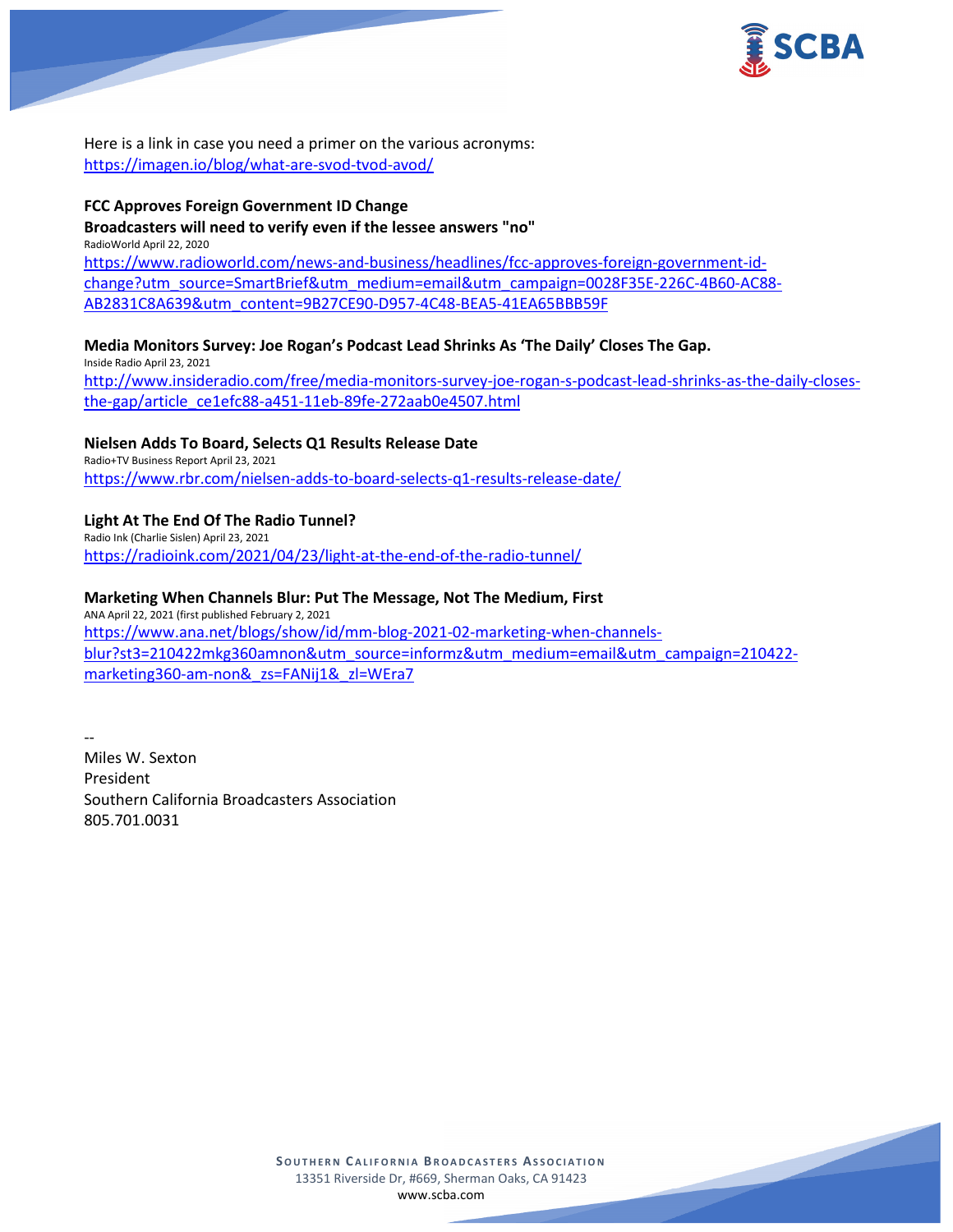Here is a link in case you need a primer on the various acronyms:
https://imagen.io/blog/what-are-svod-tvod-avod/

**FCC Approves Foreign Government ID Change**
**Broadcasters will need to verify even if the lessee answers "no"**
RadioWorld April 22, 2020
https://www.radioworld.com/news-and-business/headlines/fcc-approves-foreign-government-id-change?utm_source=SmartBrief&utm_medium=email&utm_campaign=0028F35E-226C-4B60-AC88-AB2831C8A639&utm_content=9B27CE90-D957-4C48-BEA5-41EA65BBB59F

**Media Monitors Survey: Joe Rogan's Podcast Lead Shrinks As 'The Daily' Closes The Gap.**
Inside Radio April 23, 2021
http://www.insideradio.com/free/media-monitors-survey-joe-rogan-s-podcast-lead-shrinks-as-the-daily-closes-the-gap/article_ce1efc88-a451-11eb-89fe-272aab0e4507.html

**Nielsen Adds To Board, Selects Q1 Results Release Date**
Radio+TV Business Report April 23, 2021
https://www.rbr.com/nielsen-adds-to-board-selects-q1-results-release-date/

**Light At The End Of The Radio Tunnel?**
Radio Ink (Charlie Sislen) April 23, 2021
https://radioink.com/2021/04/23/light-at-the-end-of-the-radio-tunnel/

**Marketing When Channels Blur: Put The Message, Not The Medium, First**
ANA April 22, 2021 (first published February 2, 2021
https://www.ana.net/blogs/show/id/mm-blog-2021-02-marketing-when-channels-blur?st3=210422mkg360amnon&utm_source=informz&utm_medium=email&utm_campaign=210422-marketing360-am-non&_zs=FANij1&_zl=WEra7

--
Miles W. Sexton
President
Southern California Broadcasters Association
805.701.0031